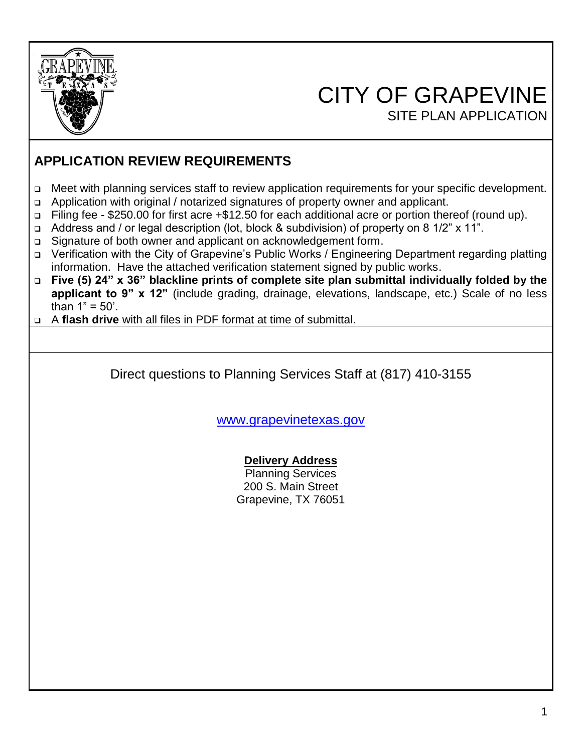# CITY OF GRAPEVINE

SITE PLAN APPLICATION

## APPLICATION REVIEW REQUIREMENTS

- Meet with planning services staff to review application requirements for your specific development.
- Application with original / notarized signatures of property owner and applicant.
- Filing fee - $250.00 for first acre +$12.50 for each additional acre or portion thereof (round up).
- Address and / or legal description (lot, block & subdivision) of property on 8 1/2" x 11".
- Signature of both owner and applicant on acknowledgement form.
- Verification with the City of Grapevine's Public Works / Engineering Department regarding platting information. Have the attached verification statement signed by public works.
- **Five (5) 24" x 36" blackline prints of complete site plan submittal individually folded by the applicant to 9" x 12"** (include grading, drainage, elevations, landscape, etc.) Scale of no less than 1" = 50'.
- A **flash drive** with all files in PDF format at time of submittal.

Direct questions to Planning Services Staff at (817) 410-3155

www.grapevinetexas.gov

**Delivery Address**

Planning Services
200 S. Main Street
Grapevine, TX 76051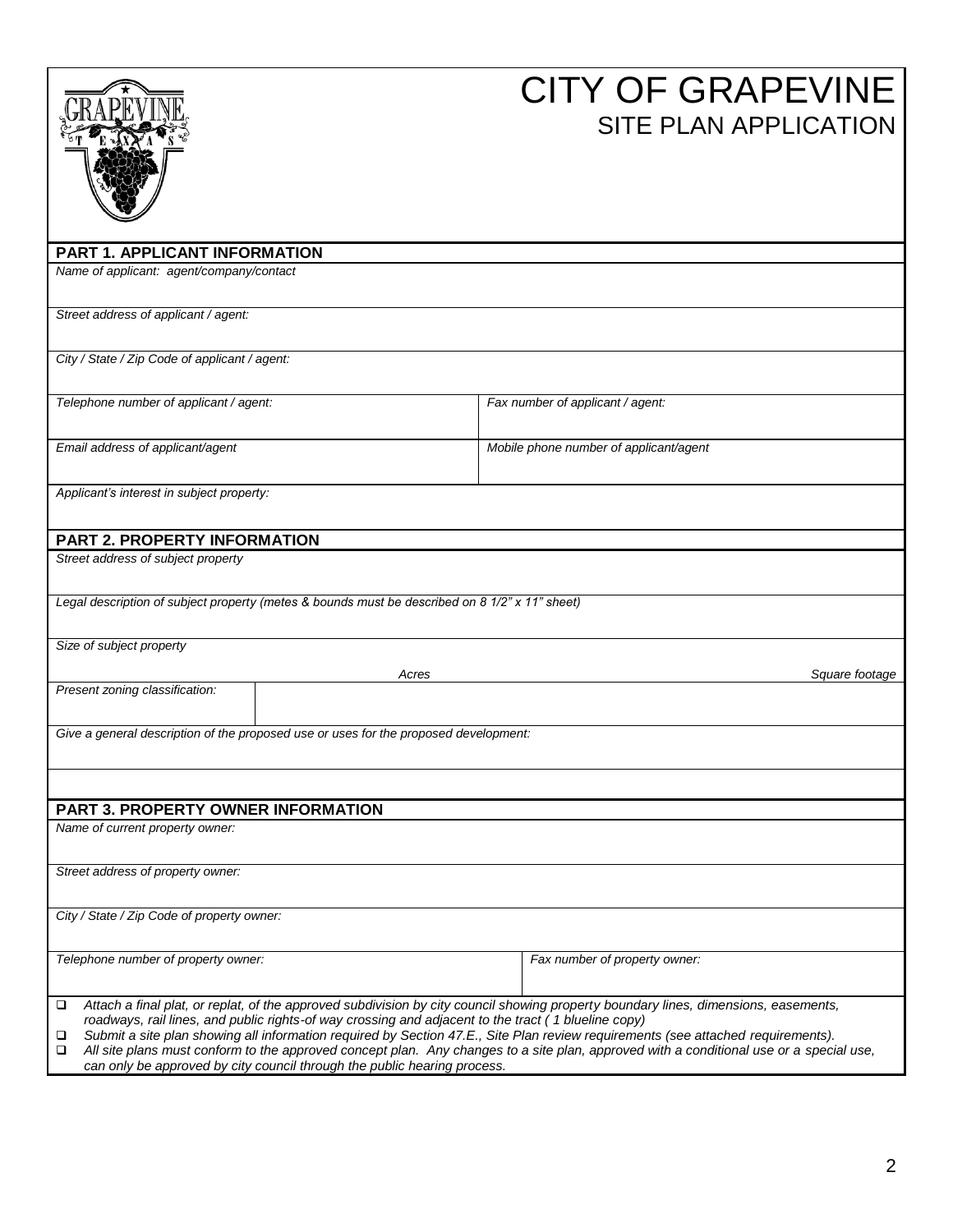# CITY OF GRAPEVINE

## SITE PLAN APPLICATION

### PART 1. APPLICANT INFORMATION

| | |
|---|---|
| *Name of applicant: agent/company/contact* | |
| *Street address of applicant / agent:* | |
| *City / State / Zip Code of applicant / agent:* | |
| *Telephone number of applicant / agent:* | *Fax number of applicant / agent:* |
| *Email address of applicant/agent* | *Mobile phone number of applicant/agent* |
| *Applicant's interest in subject property:* | |

### PART 2. PROPERTY INFORMATION

| | |
|---|---|
| *Street address of subject property* | |
| *Legal description of subject property (metes & bounds must be described on 8 1/2" x 11" sheet)* | |
| *Size of subject property* *Acres* | *Square footage* |
| *Present zoning classification:* | |
| *Give a general description of the proposed use or uses for the proposed development:* | |

### PART 3. PROPERTY OWNER INFORMATION

| | |
|---|---|
| *Name of current property owner:* | |
| *Street address of property owner:* | |
| *City / State / Zip Code of property owner:* | |
| *Telephone number of property owner:* | *Fax number of property owner:* |

- ❑ *Attach a final plat, or replat, of the approved subdivision by city council showing property boundary lines, dimensions, easements, roadways, rail lines, and public rights-of way crossing and adjacent to the tract ( 1 blueline copy)*
- ❑ *Submit a site plan showing all information required by Section 47.E., Site Plan review requirements (see attached requirements).*
- ❑ *All site plans must conform to the approved concept plan. Any changes to a site plan, approved with a conditional use or a special use, can only be approved by city council through the public hearing process.*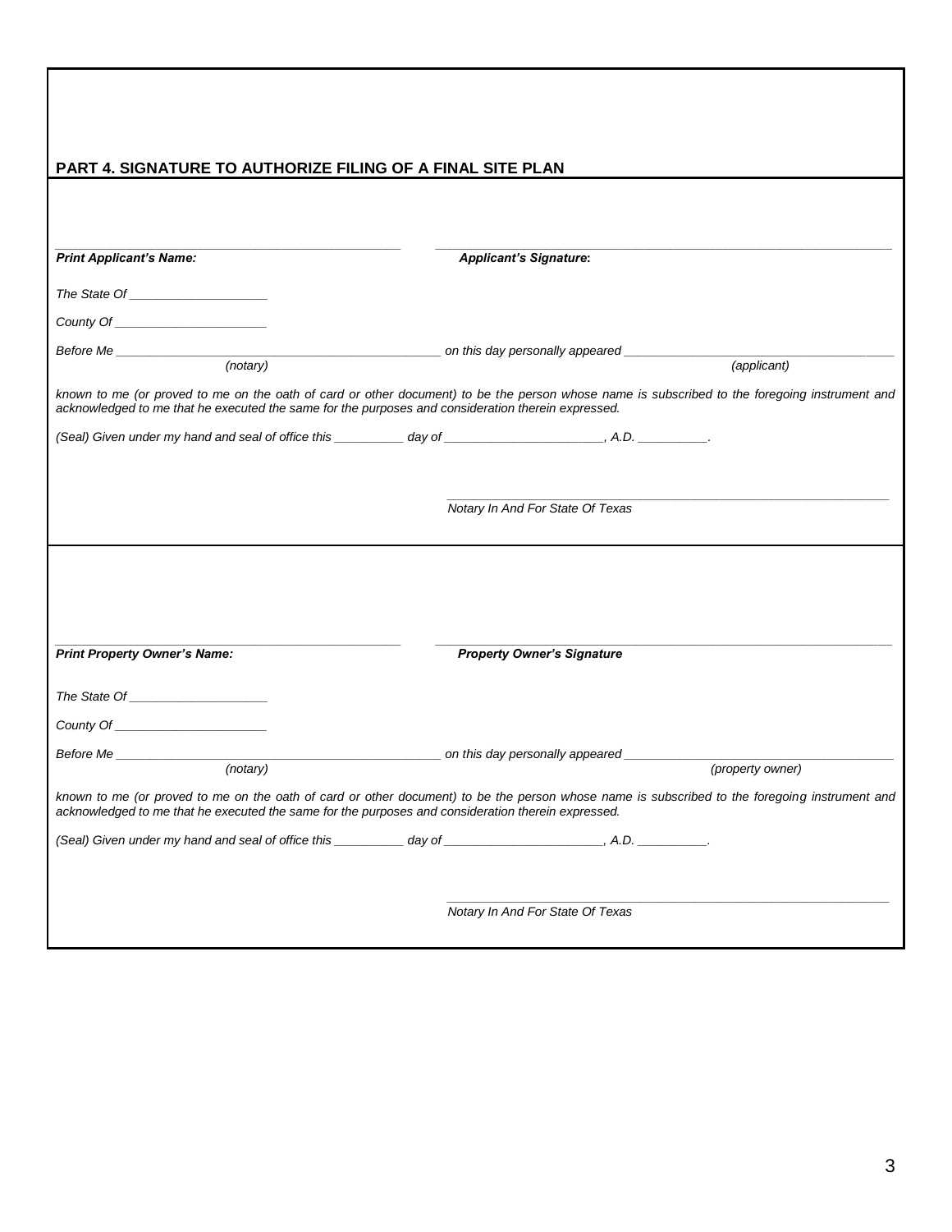## PART 4. SIGNATURE TO AUTHORIZE FILING OF A FINAL SITE PLAN

_______________________________________________ _______________________________________________

***Print Applicant's Name:*** ***Applicant's Signature:***

*The State Of ____________________*

*County Of ______________________*

*Before Me ______________________________________________ on this day personally appeared ______________________________________*

*(notary) (applicant)*

*known to me (or proved to me on the oath of card or other document) to be the person whose name is subscribed to the foregoing instrument and acknowledged to me that he executed the same for the purposes and consideration therein expressed.*

*(Seal) Given under my hand and seal of office this __________ day of ______________________, A.D. __________.*

_______________________________________________

*Notary In And For State Of Texas*

---

_______________________________________________ _______________________________________________

***Print Property Owner's Name:*** ***Property Owner's Signature***

*The State Of ____________________*

*County Of ______________________*

*Before Me ______________________________________________ on this day personally appeared ______________________________________*

*(notary) (property owner)*

*known to me (or proved to me on the oath of card or other document) to be the person whose name is subscribed to the foregoing instrument and acknowledged to me that he executed the same for the purposes and consideration therein expressed.*

*(Seal) Given under my hand and seal of office this __________ day of ______________________, A.D. __________.*

_______________________________________________

*Notary In And For State Of Texas*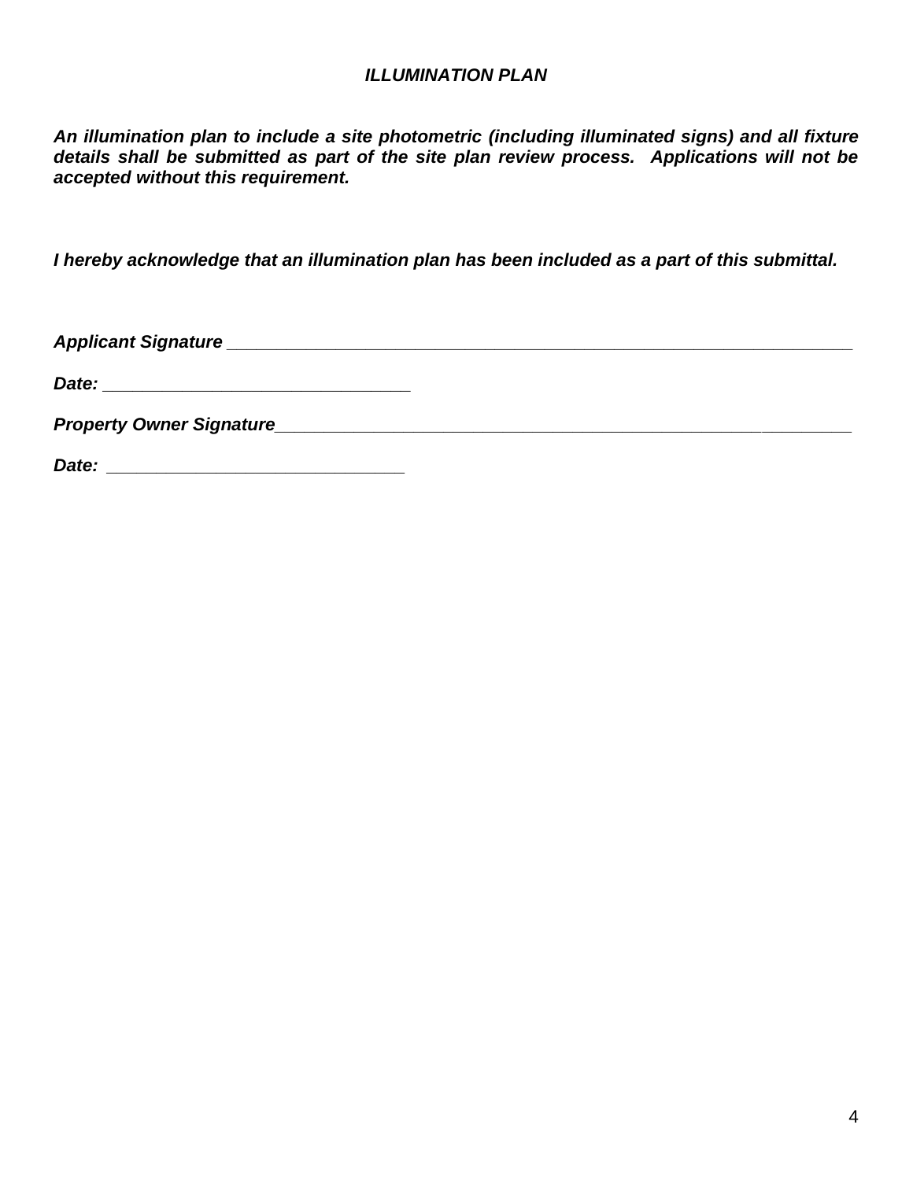# *ILLUMINATION PLAN*

***An illumination plan to include a site photometric (including illuminated signs) and all fixture details shall be submitted as part of the site plan review process. Applications will not be accepted without this requirement.***

***I hereby acknowledge that an illumination plan has been included as a part of this submittal.***

***Applicant Signature*** ______________________________________________________________

***Date:*** ______________________________

***Property Owner Signature***______________________________________________________________

***Date:*** ______________________________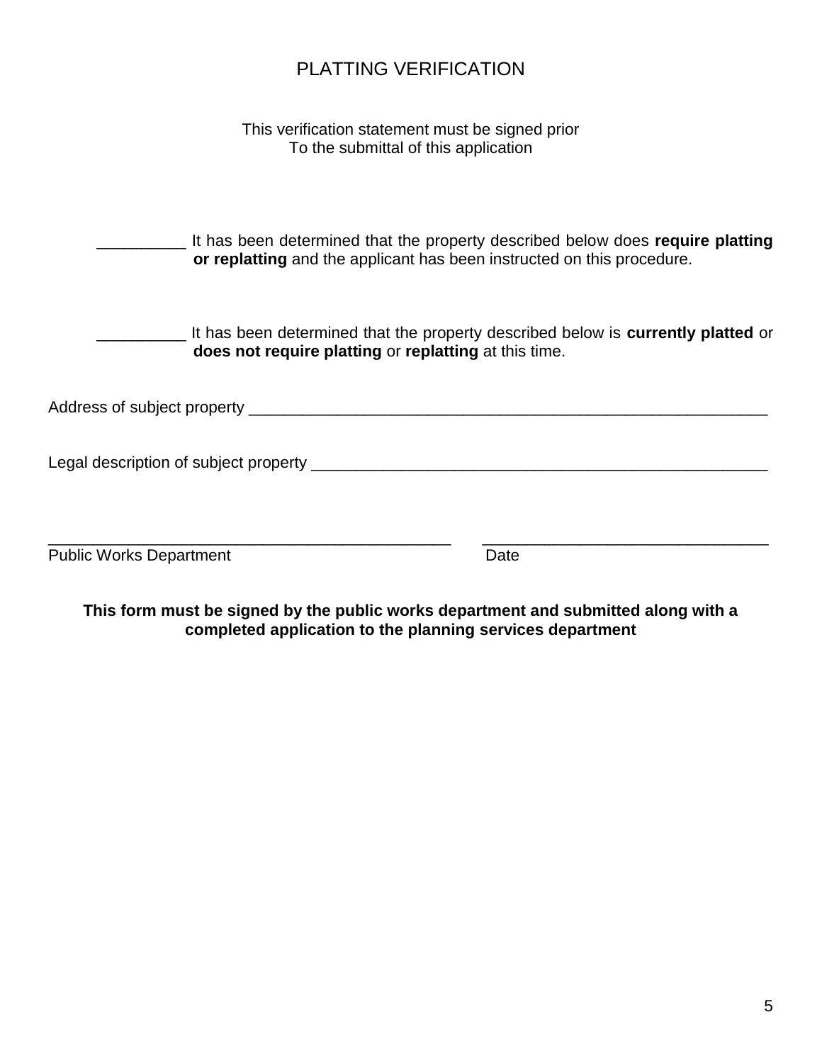# PLATTING VERIFICATION

This verification statement must be signed prior
To the submittal of this application

__________ It has been determined that the property described below does **require platting or replatting** and the applicant has been instructed on this procedure.

__________ It has been determined that the property described below is **currently platted** or **does not require platting** or **replatting** at this time.

Address of subject property ____________________________________________________________

Legal description of subject property _____________________________________________________

_____________________________________________ _________________________________
Public Works Department Date

**This form must be signed by the public works department and submitted along with a completed application to the planning services department**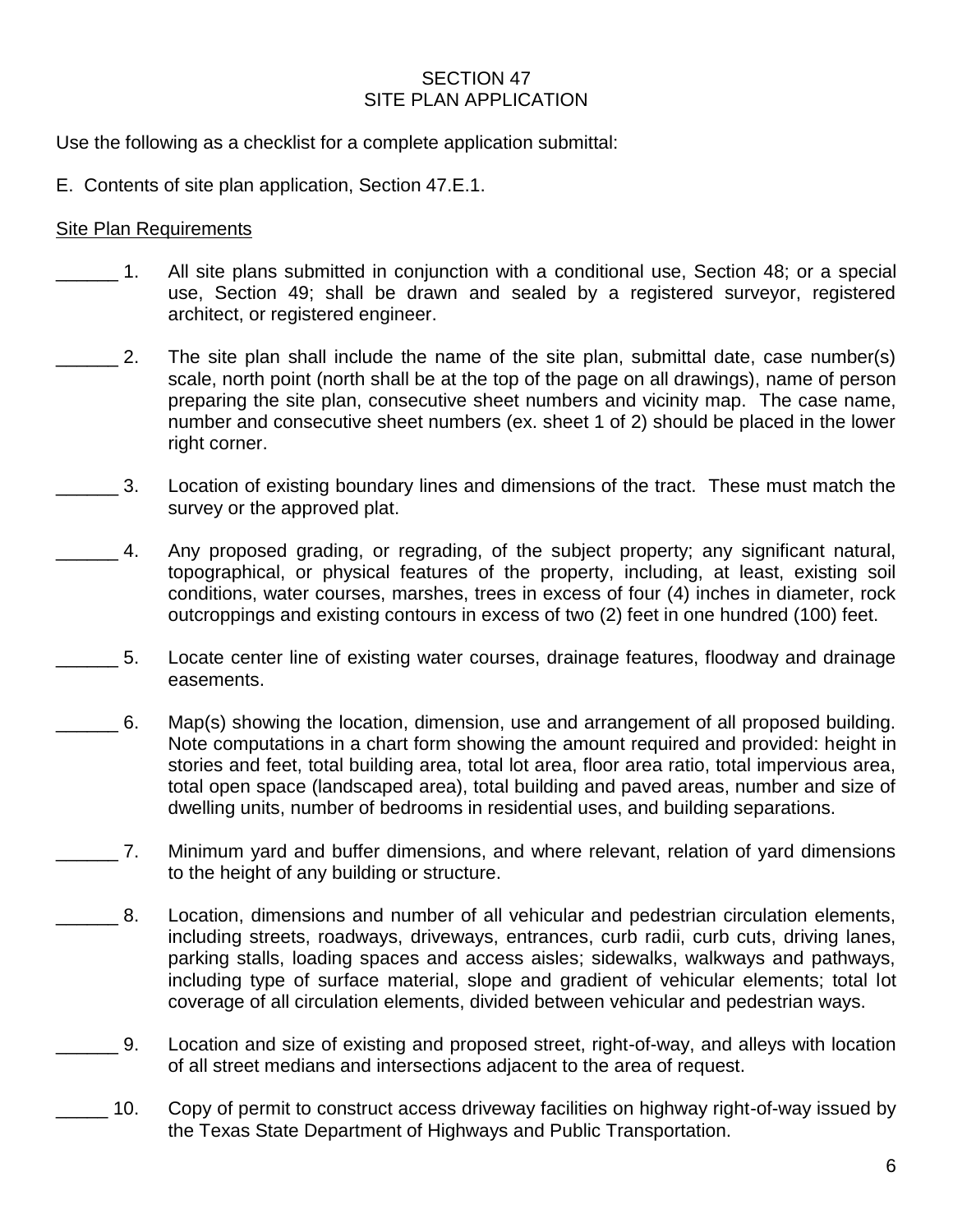SECTION 47
SITE PLAN APPLICATION

Use the following as a checklist for a complete application submittal:

E. Contents of site plan application, Section 47.E.1.

Site Plan Requirements

______ 1. All site plans submitted in conjunction with a conditional use, Section 48; or a special use, Section 49; shall be drawn and sealed by a registered surveyor, registered architect, or registered engineer.

______ 2. The site plan shall include the name of the site plan, submittal date, case number(s) scale, north point (north shall be at the top of the page on all drawings), name of person preparing the site plan, consecutive sheet numbers and vicinity map. The case name, number and consecutive sheet numbers (ex. sheet 1 of 2) should be placed in the lower right corner.

______ 3. Location of existing boundary lines and dimensions of the tract. These must match the survey or the approved plat.

______ 4. Any proposed grading, or regrading, of the subject property; any significant natural, topographical, or physical features of the property, including, at least, existing soil conditions, water courses, marshes, trees in excess of four (4) inches in diameter, rock outcroppings and existing contours in excess of two (2) feet in one hundred (100) feet.

______ 5. Locate center line of existing water courses, drainage features, floodway and drainage easements.

______ 6. Map(s) showing the location, dimension, use and arrangement of all proposed building. Note computations in a chart form showing the amount required and provided: height in stories and feet, total building area, total lot area, floor area ratio, total impervious area, total open space (landscaped area), total building and paved areas, number and size of dwelling units, number of bedrooms in residential uses, and building separations.

______ 7. Minimum yard and buffer dimensions, and where relevant, relation of yard dimensions to the height of any building or structure.

______ 8. Location, dimensions and number of all vehicular and pedestrian circulation elements, including streets, roadways, driveways, entrances, curb radii, curb cuts, driving lanes, parking stalls, loading spaces and access aisles; sidewalks, walkways and pathways, including type of surface material, slope and gradient of vehicular elements; total lot coverage of all circulation elements, divided between vehicular and pedestrian ways.

______ 9. Location and size of existing and proposed street, right-of-way, and alleys with location of all street medians and intersections adjacent to the area of request.

_____ 10. Copy of permit to construct access driveway facilities on highway right-of-way issued by the Texas State Department of Highways and Public Transportation.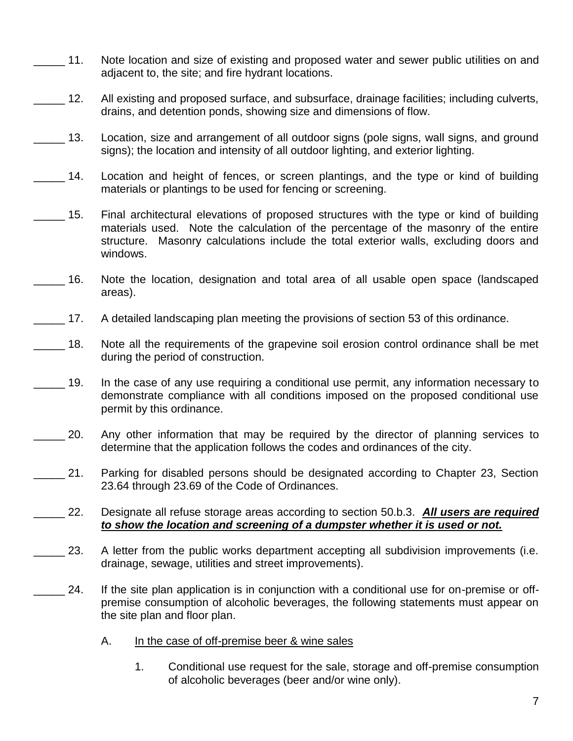_____ 11. Note location and size of existing and proposed water and sewer public utilities on and adjacent to, the site; and fire hydrant locations.

_____ 12. All existing and proposed surface, and subsurface, drainage facilities; including culverts, drains, and detention ponds, showing size and dimensions of flow.

_____ 13. Location, size and arrangement of all outdoor signs (pole signs, wall signs, and ground signs); the location and intensity of all outdoor lighting, and exterior lighting.

_____ 14. Location and height of fences, or screen plantings, and the type or kind of building materials or plantings to be used for fencing or screening.

_____ 15. Final architectural elevations of proposed structures with the type or kind of building materials used. Note the calculation of the percentage of the masonry of the entire structure. Masonry calculations include the total exterior walls, excluding doors and windows.

_____ 16. Note the location, designation and total area of all usable open space (landscaped areas).

_____ 17. A detailed landscaping plan meeting the provisions of section 53 of this ordinance.

_____ 18. Note all the requirements of the grapevine soil erosion control ordinance shall be met during the period of construction.

_____ 19. In the case of any use requiring a conditional use permit, any information necessary to demonstrate compliance with all conditions imposed on the proposed conditional use permit by this ordinance.

_____ 20. Any other information that may be required by the director of planning services to determine that the application follows the codes and ordinances of the city.

_____ 21. Parking for disabled persons should be designated according to Chapter 23, Section 23.64 through 23.69 of the Code of Ordinances.

_____ 22. Designate all refuse storage areas according to section 50.b.3. ***<u>All users are required to show the location and screening of a dumpster whether it is used or not.</u>***

_____ 23. A letter from the public works department accepting all subdivision improvements (i.e. drainage, sewage, utilities and street improvements).

_____ 24. If the site plan application is in conjunction with a conditional use for on-premise or off-premise consumption of alcoholic beverages, the following statements must appear on the site plan and floor plan.

A. <u>In the case of off-premise beer & wine sales</u>

1. Conditional use request for the sale, storage and off-premise consumption of alcoholic beverages (beer and/or wine only).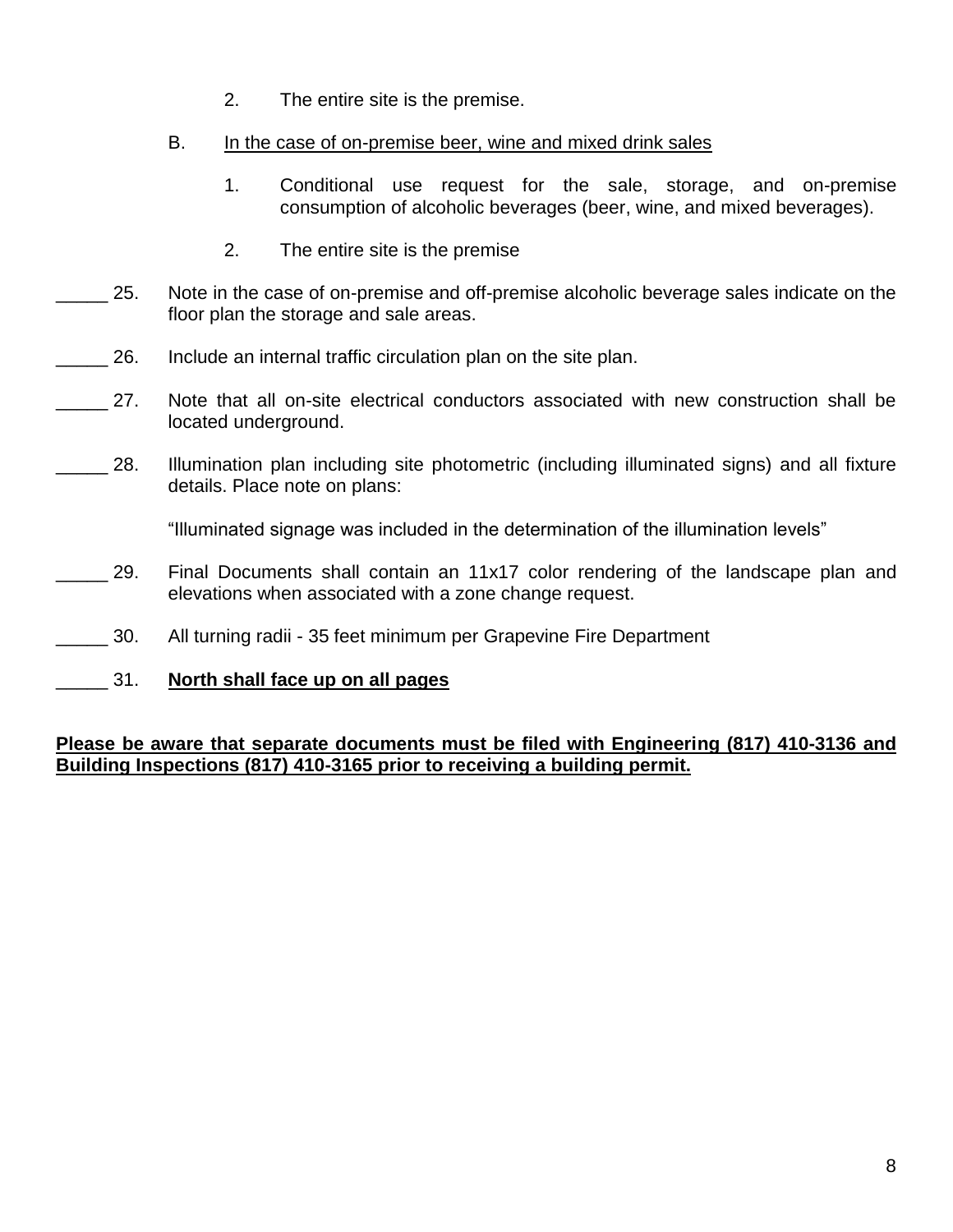2. The entire site is the premise.

B. <u>In the case of on-premise beer, wine and mixed drink sales</u>

1. Conditional use request for the sale, storage, and on-premise consumption of alcoholic beverages (beer, wine, and mixed beverages).

2. The entire site is the premise

_____ 25. Note in the case of on-premise and off-premise alcoholic beverage sales indicate on the floor plan the storage and sale areas.

_____ 26. Include an internal traffic circulation plan on the site plan.

_____ 27. Note that all on-site electrical conductors associated with new construction shall be located underground.

_____ 28. Illumination plan including site photometric (including illuminated signs) and all fixture details. Place note on plans:

"Illuminated signage was included in the determination of the illumination levels"

_____ 29. Final Documents shall contain an 11x17 color rendering of the landscape plan and elevations when associated with a zone change request.

_____ 30. All turning radii - 35 feet minimum per Grapevine Fire Department

_____ 31. **<u>North shall face up on all pages</u>**

**<u>Please be aware that separate documents must be filed with Engineering (817) 410-3136 and Building Inspections (817) 410-3165 prior to receiving a building permit.</u>**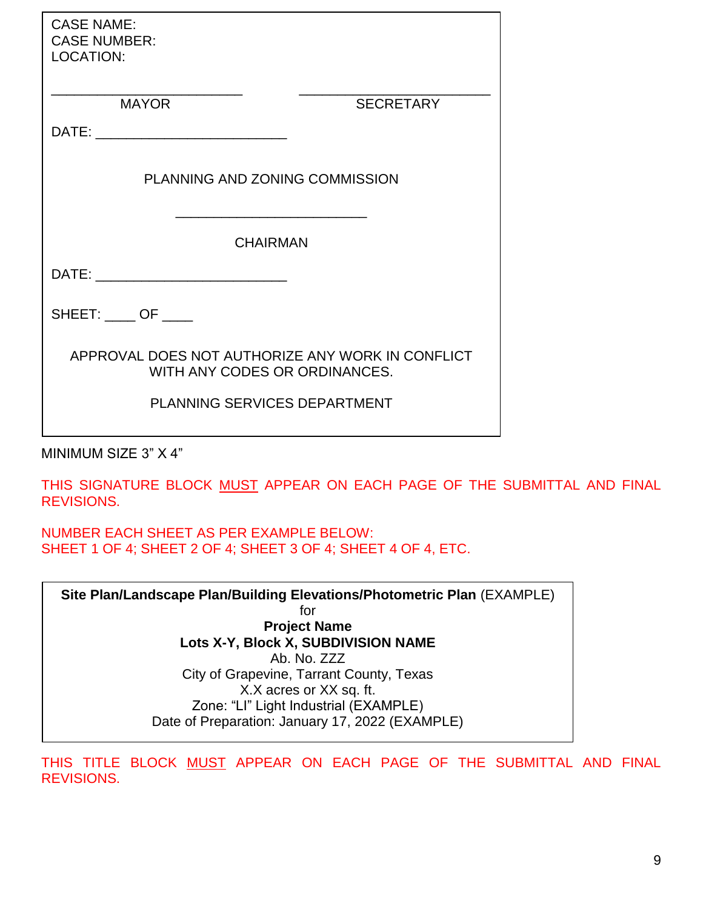CASE NAME:
CASE NUMBER:
LOCATION:

\_\_\_\_\_\_\_\_\_\_\_\_\_\_\_\_\_\_\_\_\_\_\_\_\_\_ \_\_\_\_\_\_\_\_\_\_\_\_\_\_\_\_\_\_\_\_\_\_\_\_\_\_
MAYOR SECRETARY

DATE: \_\_\_\_\_\_\_\_\_\_\_\_\_\_\_\_\_\_\_\_\_\_\_\_\_\_

PLANNING AND ZONING COMMISSION

\_\_\_\_\_\_\_\_\_\_\_\_\_\_\_\_\_\_\_\_\_\_\_\_\_\_

CHAIRMAN

DATE: \_\_\_\_\_\_\_\_\_\_\_\_\_\_\_\_\_\_\_\_\_\_\_\_\_\_

SHEET: \_\_\_\_ OF \_\_\_\_

APPROVAL DOES NOT AUTHORIZE ANY WORK IN CONFLICT WITH ANY CODES OR ORDINANCES.

PLANNING SERVICES DEPARTMENT

MINIMUM SIZE 3" X 4"

THIS SIGNATURE BLOCK <u>MUST</u> APPEAR ON EACH PAGE OF THE SUBMITTAL AND FINAL REVISIONS.

NUMBER EACH SHEET AS PER EXAMPLE BELOW:
SHEET 1 OF 4; SHEET 2 OF 4; SHEET 3 OF 4; SHEET 4 OF 4, ETC.

**Site Plan/Landscape Plan/Building Elevations/Photometric Plan** (EXAMPLE)
for
**Project Name**
**Lots X-Y, Block X, SUBDIVISION NAME**
Ab. No. ZZZ
City of Grapevine, Tarrant County, Texas
X.X acres or XX sq. ft.
Zone: "LI" Light Industrial (EXAMPLE)
Date of Preparation: January 17, 2022 (EXAMPLE)

THIS TITLE BLOCK <u>MUST</u> APPEAR ON EACH PAGE OF THE SUBMITTAL AND FINAL REVISIONS.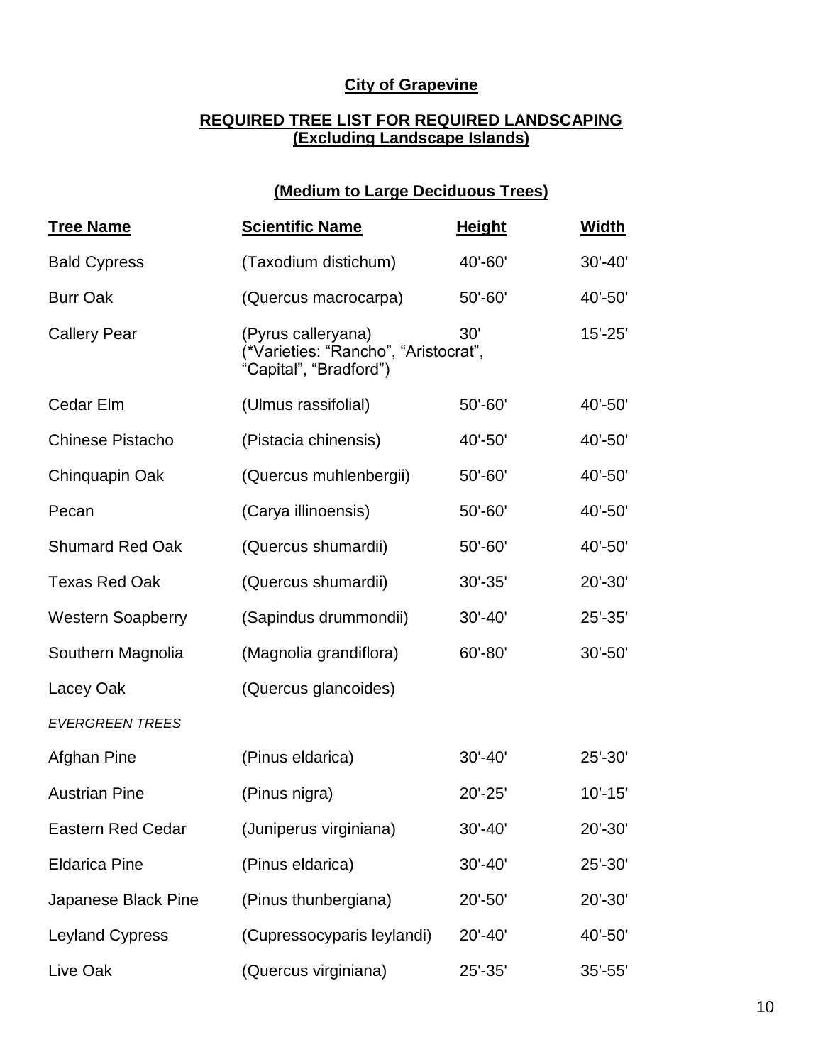**City of Grapevine**

**REQUIRED TREE LIST FOR REQUIRED LANDSCAPING**
**(Excluding Landscape Islands)**

**(Medium to Large Deciduous Trees)**

| Tree Name | Scientific Name | Height | Width |
|---|---|---|---|
| Bald Cypress | (Taxodium distichum) | 40'-60' | 30'-40' |
| Burr Oak | (Quercus macrocarpa) | 50'-60' | 40'-50' |
| Callery Pear | (Pyrus calleryana) (*Varieties: "Rancho", "Aristocrat", "Capital", "Bradford") | 30' | 15'-25' |
| Cedar Elm | (Ulmus rassifolial) | 50'-60' | 40'-50' |
| Chinese Pistacho | (Pistacia chinensis) | 40'-50' | 40'-50' |
| Chinquapin Oak | (Quercus muhlenbergii) | 50'-60' | 40'-50' |
| Pecan | (Carya illinoensis) | 50'-60' | 40'-50' |
| Shumard Red Oak | (Quercus shumardii) | 50'-60' | 40'-50' |
| Texas Red Oak | (Quercus shumardii) | 30'-35' | 20'-30' |
| Western Soapberry | (Sapindus drummondii) | 30'-40' | 25'-35' |
| Southern Magnolia | (Magnolia grandiflora) | 60'-80' | 30'-50' |
| Lacey Oak | (Quercus glancoides) | | |
| *EVERGREEN TREES* | | | |
| Afghan Pine | (Pinus eldarica) | 30'-40' | 25'-30' |
| Austrian Pine | (Pinus nigra) | 20'-25' | 10'-15' |
| Eastern Red Cedar | (Juniperus virginiana) | 30'-40' | 20'-30' |
| Eldarica Pine | (Pinus eldarica) | 30'-40' | 25'-30' |
| Japanese Black Pine | (Pinus thunbergiana) | 20'-50' | 20'-30' |
| Leyland Cypress | (Cupressocyparis leylandi) | 20'-40' | 40'-50' |
| Live Oak | (Quercus virginiana) | 25'-35' | 35'-55' |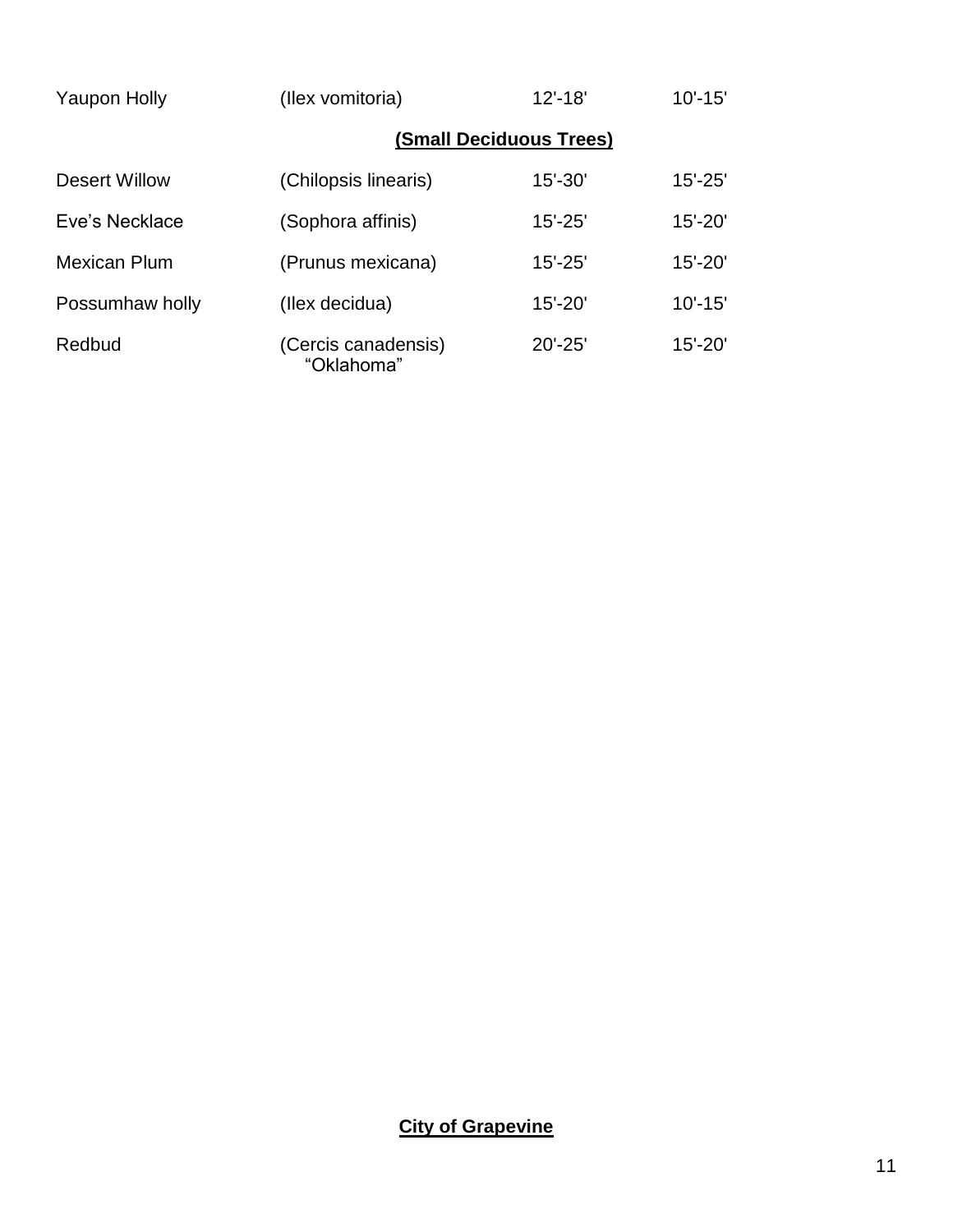| | | | |
|---|---|---|---|
| Yaupon Holly | (Ilex vomitoria) | 12'-18' | 10'-15' |

**(Small Deciduous Trees)**

| | | | |
|---|---|---|---|
| Desert Willow | (Chilopsis linearis) | 15'-30' | 15'-25' |
| Eve's Necklace | (Sophora affinis) | 15'-25' | 15'-20' |
| Mexican Plum | (Prunus mexicana) | 15'-25' | 15'-20' |
| Possumhaw holly | (Ilex decidua) | 15'-20' | 10'-15' |
| Redbud | (Cercis canadensis) "Oklahoma" | 20'-25' | 15'-20' |

**City of Grapevine**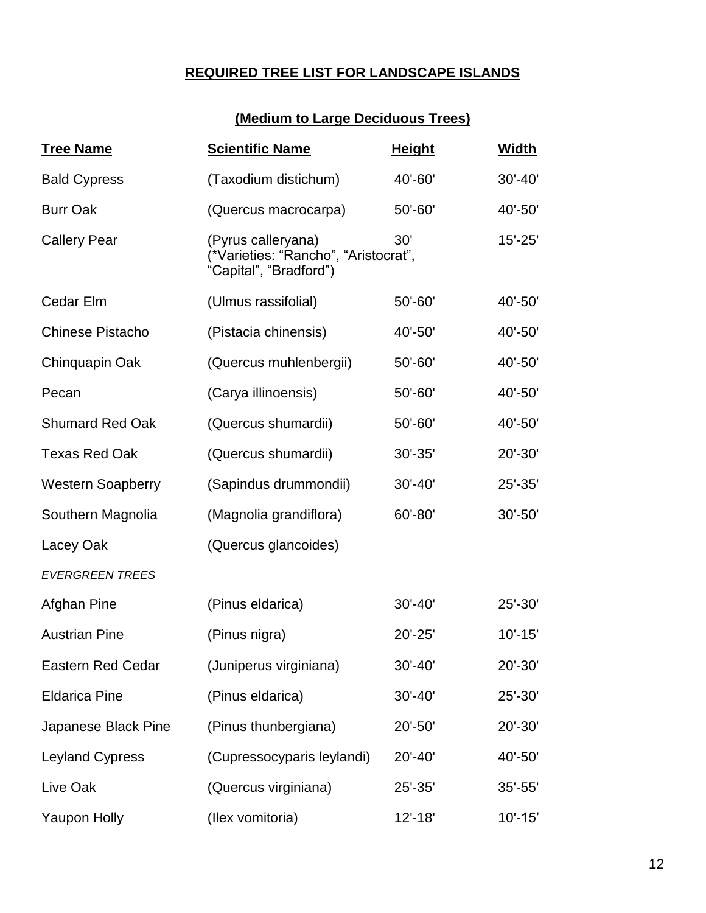## REQUIRED TREE LIST FOR LANDSCAPE ISLANDS

### (Medium to Large Deciduous Trees)

| Tree Name | Scientific Name | Height | Width |
|---|---|---|---|
| Bald Cypress | (Taxodium distichum) | 40'-60' | 30'-40' |
| Burr Oak | (Quercus macrocarpa) | 50'-60' | 40'-50' |
| Callery Pear | (Pyrus calleryana) (*Varieties: “Rancho”, “Aristocrat”, “Capital”, “Bradford”) | 30' | 15'-25' |
| Cedar Elm | (Ulmus rassifolial) | 50'-60' | 40'-50' |
| Chinese Pistacho | (Pistacia chinensis) | 40'-50' | 40'-50' |
| Chinquapin Oak | (Quercus muhlenbergii) | 50'-60' | 40'-50' |
| Pecan | (Carya illinoensis) | 50'-60' | 40'-50' |
| Shumard Red Oak | (Quercus shumardii) | 50'-60' | 40'-50' |
| Texas Red Oak | (Quercus shumardii) | 30'-35' | 20'-30' |
| Western Soapberry | (Sapindus drummondii) | 30'-40' | 25'-35' |
| Southern Magnolia | (Magnolia grandiflora) | 60'-80' | 30'-50' |
| Lacey Oak | (Quercus glancoides) | | |
| *EVERGREEN TREES* | | | |
| Afghan Pine | (Pinus eldarica) | 30'-40' | 25'-30' |
| Austrian Pine | (Pinus nigra) | 20'-25' | 10'-15' |
| Eastern Red Cedar | (Juniperus virginiana) | 30'-40' | 20'-30' |
| Eldarica Pine | (Pinus eldarica) | 30'-40' | 25'-30' |
| Japanese Black Pine | (Pinus thunbergiana) | 20'-50' | 20'-30' |
| Leyland Cypress | (Cupressocyparis leylandi) | 20'-40' | 40'-50' |
| Live Oak | (Quercus virginiana) | 25'-35' | 35'-55' |
| Yaupon Holly | (Ilex vomitoria) | 12'-18' | 10'-15’ |